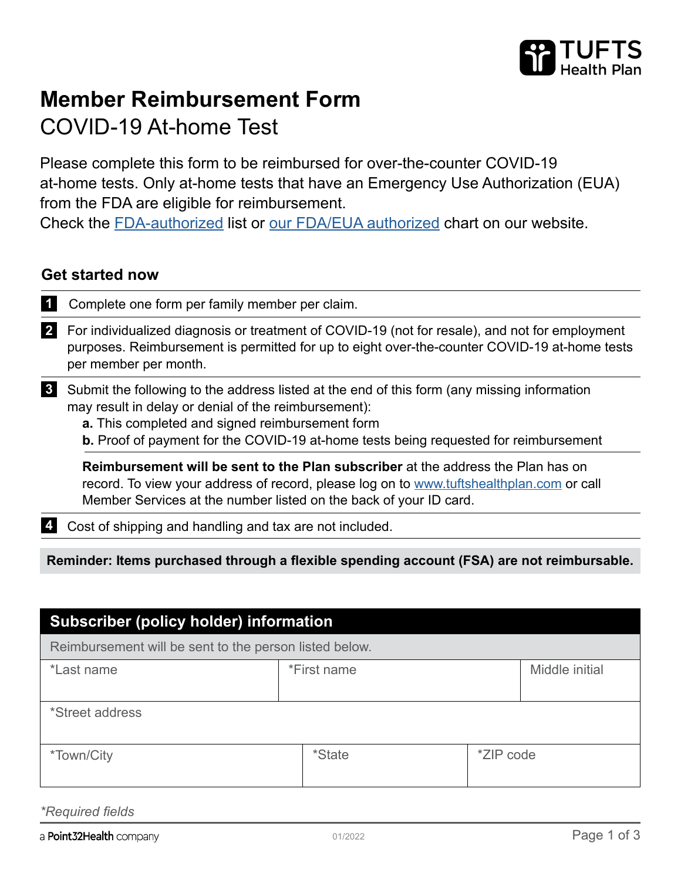TUFTS Health Plan

# Member Reimbursement Form

## COVID-19 At-home Test

Please complete this form to be reimbursed for over-the-counter COVID-19 at-home tests. Only at-home tests that have an Emergency Use Authorization (EUA) from the FDA are eligible for reimbursement.
Check the FDA-authorized list or our FDA/EUA authorized chart on our website.

### Get started now

1. Complete one form per family member per claim.
2. For individualized diagnosis or treatment of COVID-19 (not for resale), and not for employment purposes. Reimbursement is permitted for up to eight over-the-counter COVID-19 at-home tests per member per month.
3. Submit the following to the address listed at the end of this form (any missing information may result in delay or denial of the reimbursement):
   - **a.** This completed and signed reimbursement form
   - **b.** Proof of payment for the COVID-19 at-home tests being requested for reimbursement

   **Reimbursement will be sent to the Plan subscriber** at the address the Plan has on record. To view your address of record, please log on to www.tuftshealthplan.com or call Member Services at the number listed on the back of your ID card.
4. Cost of shipping and handling and tax are not included.

**Reminder: Items purchased through a flexible spending account (FSA) are not reimbursable.**

### Subscriber (policy holder) information

Reimbursement will be sent to the person listed below.

| *Last name | *First name | Middle initial |
|---|---|---|
| | | |

| *Street address |
|---|
| |

| *Town/City | *State | *ZIP code |
|---|---|---|
| | | |

*\*Required fields*

a Point32Health company

01/2022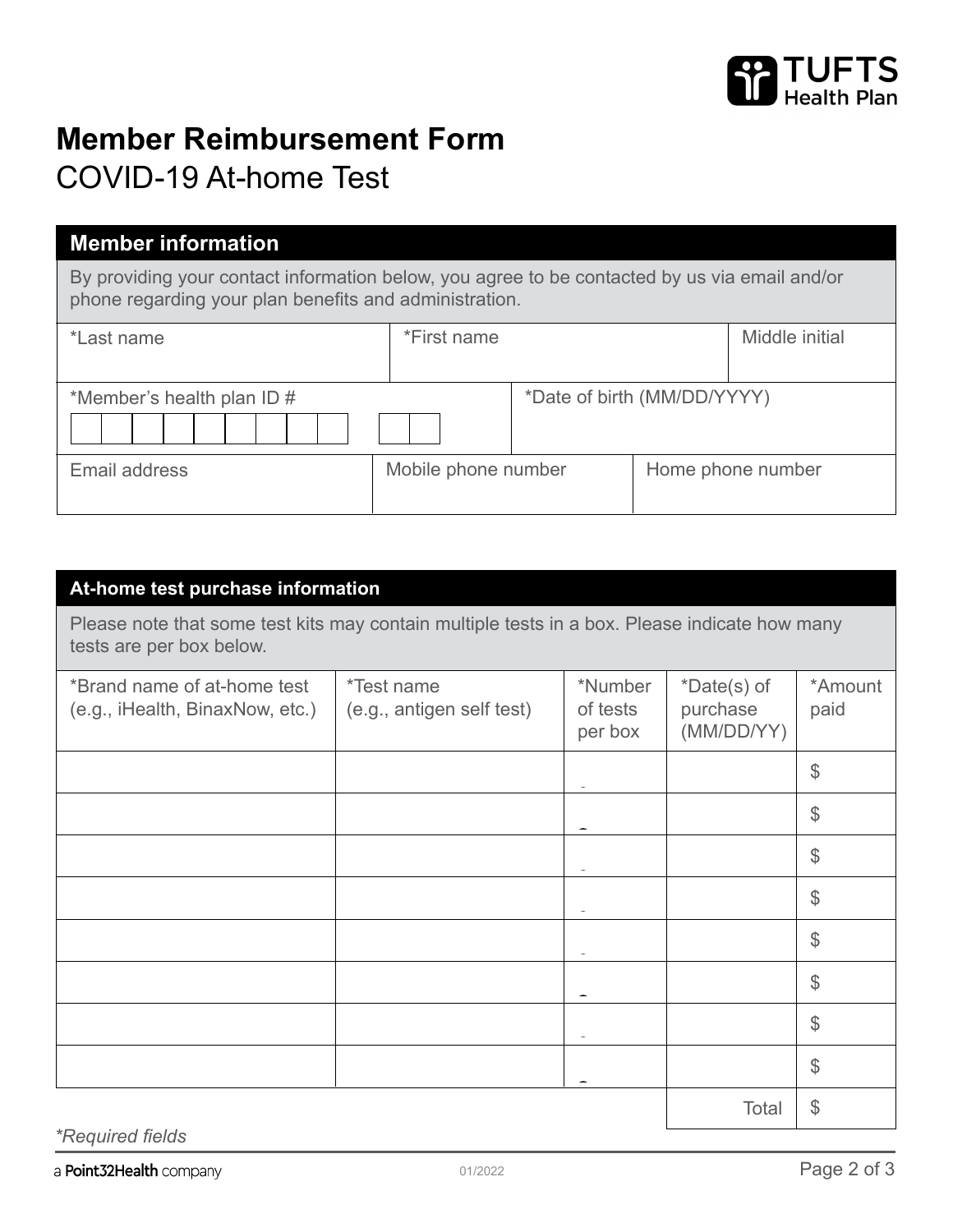# Member Reimbursement Form

## COVID-19 At-home Test

### Member information

By providing your contact information below, you agree to be contacted by us via email and/or phone regarding your plan benefits and administration.

| *Last name | *First name | Middle initial |
| --- | --- | --- |
| | | |

| *Member's health plan ID # | *Date of birth (MM/DD/YYYY) |
| --- | --- |
| | |

| Email address | Mobile phone number | Home phone number |
| --- | --- | --- |
| | | |

### At-home test purchase information

Please note that some test kits may contain multiple tests in a box. Please indicate how many tests are per box below.

| *Brand name of at-home test (e.g., iHealth, BinaxNow, etc.) | *Test name (e.g., antigen self test) | *Number of tests per box | *Date(s) of purchase (MM/DD/YY) | *Amount paid |
| --- | --- | --- | --- | --- |
| | | | | $ |
| | | | | $ |
| | | | | $ |
| | | | | $ |
| | | | | $ |
| | | | | $ |
| | | | | $ |
| | | | | $ |
| | | | Total | $ |

*\*Required fields*

a Point32Health company

01/2022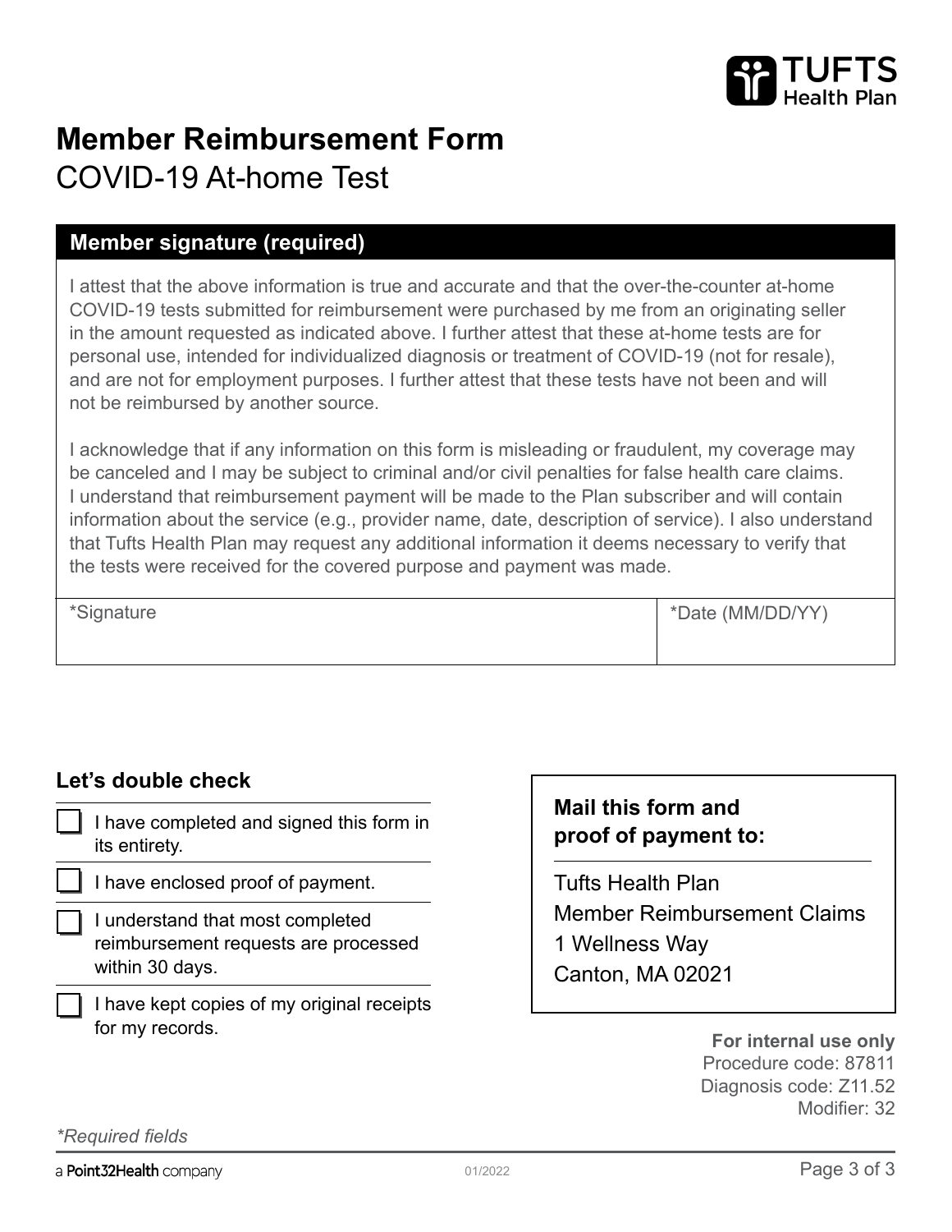TUFTS Health Plan

# Member Reimbursement Form
COVID-19 At-home Test

## Member signature (required)

I attest that the above information is true and accurate and that the over-the-counter at-home COVID-19 tests submitted for reimbursement were purchased by me from an originating seller in the amount requested as indicated above. I further attest that these at-home tests are for personal use, intended for individualized diagnosis or treatment of COVID-19 (not for resale), and are not for employment purposes. I further attest that these tests have not been and will not be reimbursed by another source.

I acknowledge that if any information on this form is misleading or fraudulent, my coverage may be canceled and I may be subject to criminal and/or civil penalties for false health care claims. I understand that reimbursement payment will be made to the Plan subscriber and will contain information about the service (e.g., provider name, date, description of service). I also understand that Tufts Health Plan may request any additional information it deems necessary to verify that the tests were received for the covered purpose and payment was made.

| *Signature | *Date (MM/DD/YY) |
|---|---|
| | |

### Let's double check

- [ ] I have completed and signed this form in its entirety.
- [ ] I have enclosed proof of payment.
- [ ] I understand that most completed reimbursement requests are processed within 30 days.
- [ ] I have kept copies of my original receipts for my records.

**Mail this form and proof of payment to:**

Tufts Health Plan
Member Reimbursement Claims
1 Wellness Way
Canton, MA 02021

**For internal use only**
Procedure code: 87811
Diagnosis code: Z11.52
Modifier: 32

*\*Required fields*

a Point32Health company

01/2022